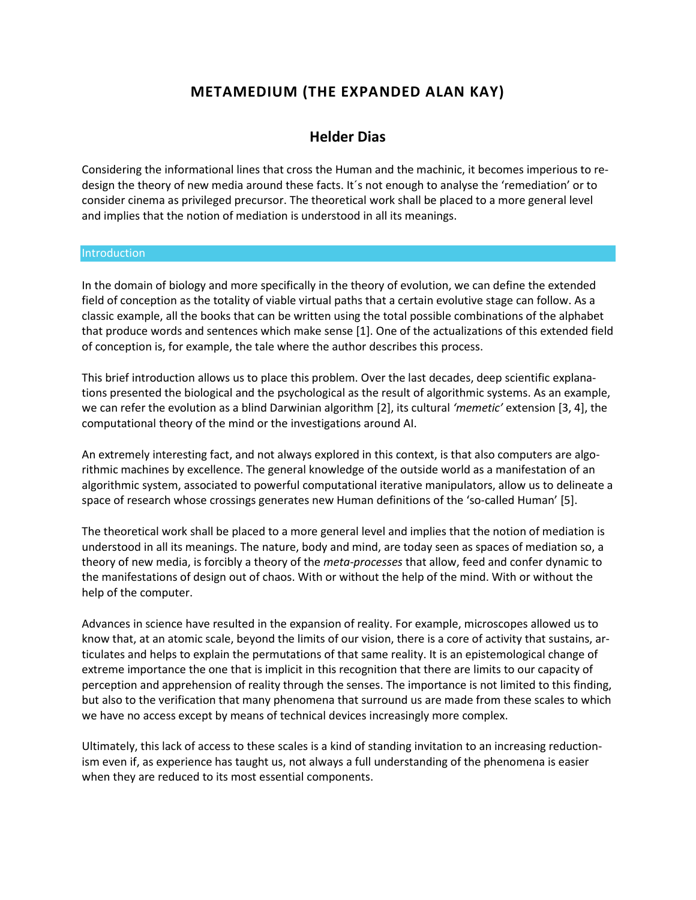# METAMEDIUM (THE EXPANDED ALAN KAY)

## Helder Dias

Considering the informational lines that cross the Human and the machinic, it becomes imperious to redesign the theory of new media around these facts. It´s not enough to analyse the 'remediation' or to consider cinema as privileged precursor. The theoretical work shall be placed to a more general level and implies that the notion of mediation is understood in all its meanings.

## Introduction

In the domain of biology and more specifically in the theory of evolution, we can define the extended field of conception as the totality of viable virtual paths that a certain evolutive stage can follow. As a classic example, all the books that can be written using the total possible combinations of the alphabet that produce words and sentences which make sense [1]. One of the actualizations of this extended field of conception is, for example, the tale where the author describes this process.

This brief introduction allows us to place this problem. Over the last decades, deep scientific explanations presented the biological and the psychological as the result of algorithmic systems. As an example, we can refer the evolution as a blind Darwinian algorithm [2], its cultural *'memetic'* extension [3, 4], the computational theory of the mind or the investigations around AI.

An extremely interesting fact, and not always explored in this context, is that also computers are algorithmic machines by excellence. The general knowledge of the outside world as a manifestation of an algorithmic system, associated to powerful computational iterative manipulators, allow us to delineate a space of research whose crossings generates new Human definitions of the 'so-called Human' [5].

The theoretical work shall be placed to a more general level and implies that the notion of mediation is understood in all its meanings. The nature, body and mind, are today seen as spaces of mediation so, a theory of new media, is forcibly a theory of the *meta-processes* that allow, feed and confer dynamic to the manifestations of design out of chaos. With or without the help of the mind. With or without the help of the computer.

Advances in science have resulted in the expansion of reality. For example, microscopes allowed us to know that, at an atomic scale, beyond the limits of our vision, there is a core of activity that sustains, articulates and helps to explain the permutations of that same reality. It is an epistemological change of extreme importance the one that is implicit in this recognition that there are limits to our capacity of perception and apprehension of reality through the senses. The importance is not limited to this finding, but also to the verification that many phenomena that surround us are made from these scales to which we have no access except by means of technical devices increasingly more complex.

Ultimately, this lack of access to these scales is a kind of standing invitation to an increasing reductionism even if, as experience has taught us, not always a full understanding of the phenomena is easier when they are reduced to its most essential components.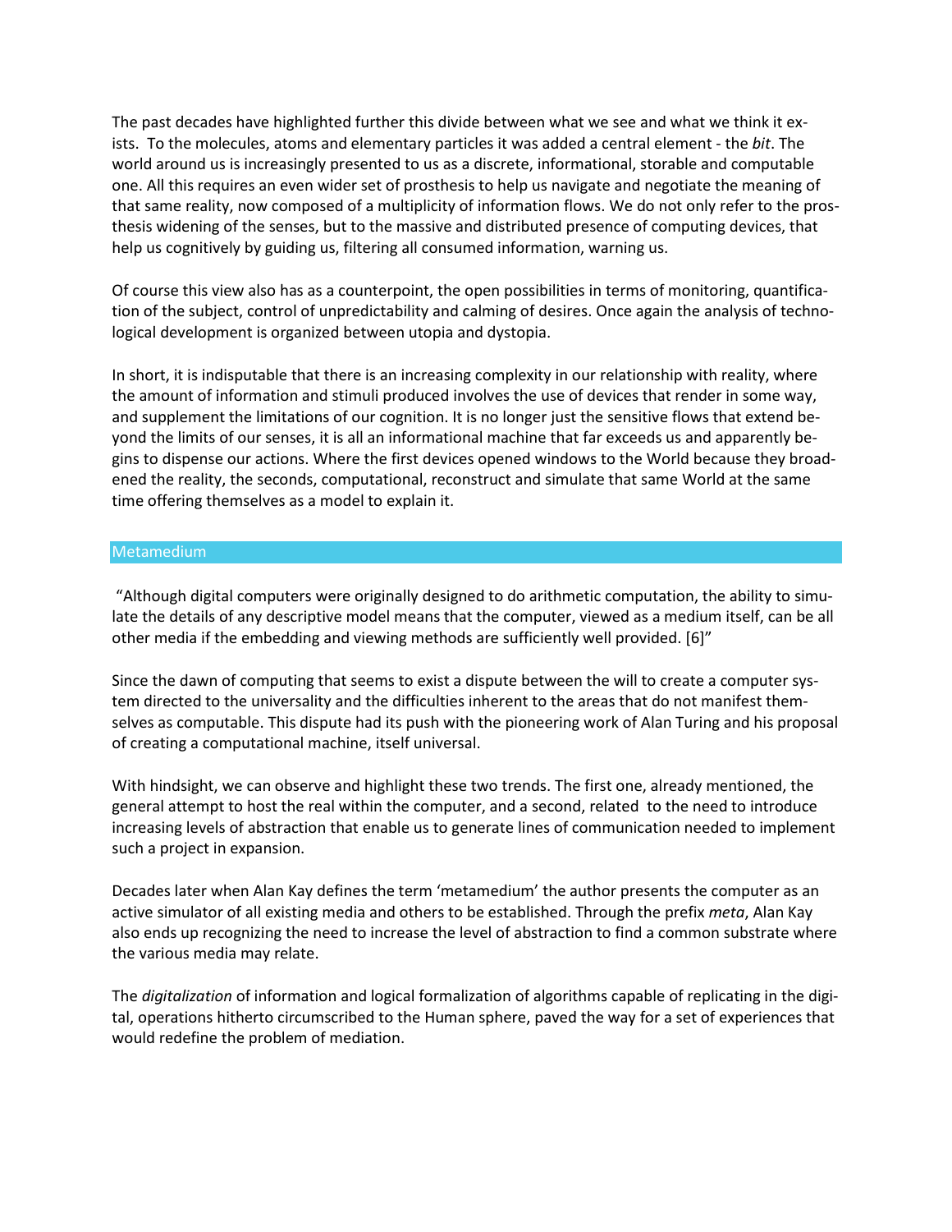The past decades have highlighted further this divide between what we see and what we think it exists. To the molecules, atoms and elementary particles it was added a central element - the *bit*. The world around us is increasingly presented to us as a discrete, informational, storable and computable one. All this requires an even wider set of prosthesis to help us navigate and negotiate the meaning of that same reality, now composed of a multiplicity of information flows. We do not only refer to the prosthesis widening of the senses, but to the massive and distributed presence of computing devices, that help us cognitively by guiding us, filtering all consumed information, warning us.

Of course this view also has as a counterpoint, the open possibilities in terms of monitoring, quantification of the subject, control of unpredictability and calming of desires. Once again the analysis of technological development is organized between utopia and dystopia.

In short, it is indisputable that there is an increasing complexity in our relationship with reality, where the amount of information and stimuli produced involves the use of devices that render in some way, and supplement the limitations of our cognition. It is no longer just the sensitive flows that extend beyond the limits of our senses, it is all an informational machine that far exceeds us and apparently begins to dispense our actions. Where the first devices opened windows to the World because they broadened the reality, the seconds, computational, reconstruct and simulate that same World at the same time offering themselves as a model to explain it.

## Metamedium

"Although digital computers were originally designed to do arithmetic computation, the ability to simulate the details of any descriptive model means that the computer, viewed as a medium itself, can be all other media if the embedding and viewing methods are sufficiently well provided. [6]"

Since the dawn of computing that seems to exist a dispute between the will to create a computer system directed to the universality and the difficulties inherent to the areas that do not manifest themselves as computable. This dispute had its push with the pioneering work of Alan Turing and his proposal of creating a computational machine, itself universal.

With hindsight, we can observe and highlight these two trends. The first one, already mentioned, the general attempt to host the real within the computer, and a second, related to the need to introduce increasing levels of abstraction that enable us to generate lines of communication needed to implement such a project in expansion.

Decades later when Alan Kay defines the term 'metamedium' the author presents the computer as an active simulator of all existing media and others to be established. Through the prefix *meta*, Alan Kay also ends up recognizing the need to increase the level of abstraction to find a common substrate where the various media may relate.

The *digitalization* of information and logical formalization of algorithms capable of replicating in the digital, operations hitherto circumscribed to the Human sphere, paved the way for a set of experiences that would redefine the problem of mediation.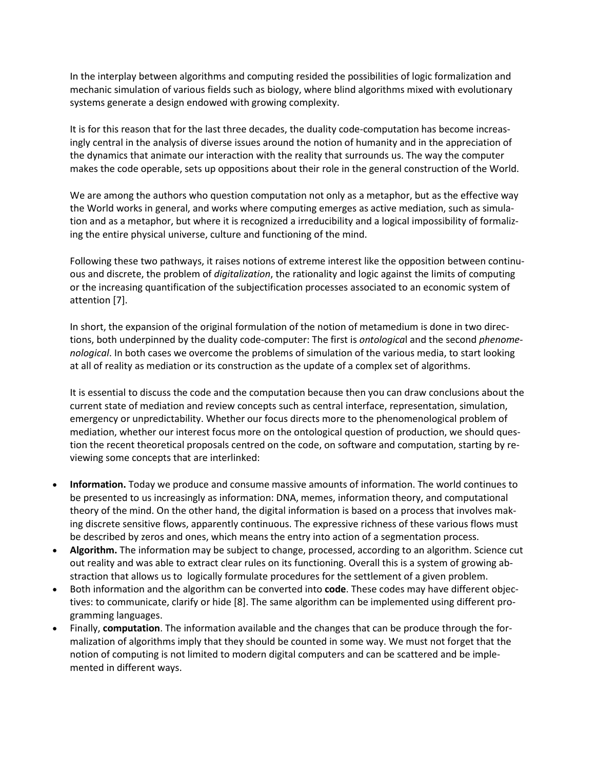In the interplay between algorithms and computing resided the possibilities of logic formalization and mechanic simulation of various fields such as biology, where blind algorithms mixed with evolutionary systems generate a design endowed with growing complexity.

It is for this reason that for the last three decades, the duality code-computation has become increasingly central in the analysis of diverse issues around the notion of humanity and in the appreciation of the dynamics that animate our interaction with the reality that surrounds us. The way the computer makes the code operable, sets up oppositions about their role in the general construction of the World.

We are among the authors who question computation not only as a metaphor, but as the effective way the World works in general, and works where computing emerges as active mediation, such as simulation and as a metaphor, but where it is recognized a irreducibility and a logical impossibility of formalizing the entire physical universe, culture and functioning of the mind.

Following these two pathways, it raises notions of extreme interest like the opposition between continuous and discrete, the problem of *digitalization*, the rationality and logic against the limits of computing or the increasing quantification of the subjectification processes associated to an economic system of attention [7].

In short, the expansion of the original formulation of the notion of metamedium is done in two directions, both underpinned by the duality code-computer: The first is *ontological* and the second *phenomenological*. In both cases we overcome the problems of simulation of the various media, to start looking at all of reality as mediation or its construction as the update of a complex set of algorithms.

It is essential to discuss the code and the computation because then you can draw conclusions about the current state of mediation and review concepts such as central interface, representation, simulation, emergency or unpredictability. Whether our focus directs more to the phenomenological problem of mediation, whether our interest focus more on the ontological question of production, we should question the recent theoretical proposals centred on the code, on software and computation, starting by reviewing some concepts that are interlinked:

- **Information.** Today we produce and consume massive amounts of information. The world continues to be presented to us increasingly as information: DNA, memes, information theory, and computational theory of the mind. On the other hand, the digital information is based on a process that involves making discrete sensitive flows, apparently continuous. The expressive richness of these various flows must be described by zeros and ones, which means the entry into action of a segmentation process.
- **Algorithm.** The information may be subject to change, processed, according to an algorithm. Science cut out reality and was able to extract clear rules on its functioning. Overall this is a system of growing abstraction that allows us to logically formulate procedures for the settlement of a given problem.
- Both information and the algorithm can be converted into **code**. These codes may have different objectives: to communicate, clarify or hide [8]. The same algorithm can be implemented using different programming languages.
- Finally, **computation**. The information available and the changes that can be produce through the formalization of algorithms imply that they should be counted in some way. We must not forget that the notion of computing is not limited to modern digital computers and can be scattered and be implemented in different ways.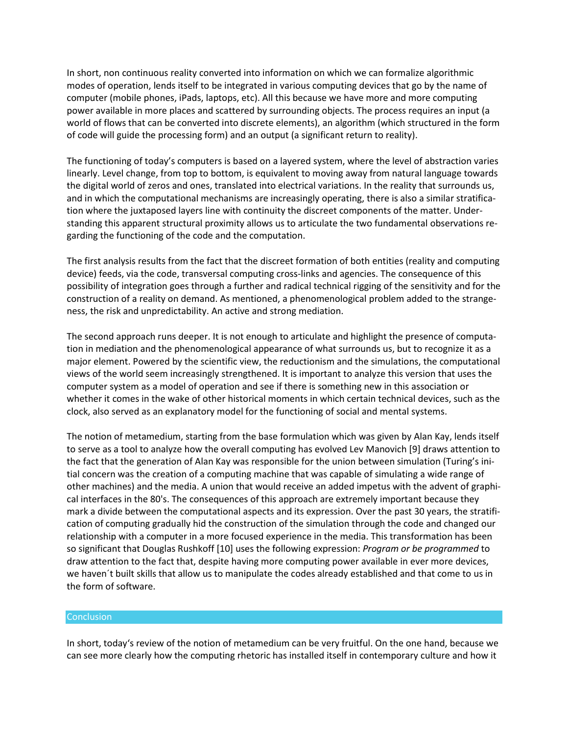In short, non continuous reality converted into information on which we can formalize algorithmic modes of operation, lends itself to be integrated in various computing devices that go by the name of computer (mobile phones, iPads, laptops, etc). All this because we have more and more computing power available in more places and scattered by surrounding objects. The process requires an input (a world of flows that can be converted into discrete elements), an algorithm (which structured in the form of code will guide the processing form) and an output (a significant return to reality).

The functioning of today's computers is based on a layered system, where the level of abstraction varies linearly. Level change, from top to bottom, is equivalent to moving away from natural language towards the digital world of zeros and ones, translated into electrical variations. In the reality that surrounds us, and in which the computational mechanisms are increasingly operating, there is also a similar stratification where the juxtaposed layers line with continuity the discreet components of the matter. Understanding this apparent structural proximity allows us to articulate the two fundamental observations regarding the functioning of the code and the computation.

The first analysis results from the fact that the discreet formation of both entities (reality and computing device) feeds, via the code, transversal computing cross-links and agencies. The consequence of this possibility of integration goes through a further and radical technical rigging of the sensitivity and for the construction of a reality on demand. As mentioned, a phenomenological problem added to the strangeness, the risk and unpredictability. An active and strong mediation.

The second approach runs deeper. It is not enough to articulate and highlight the presence of computation in mediation and the phenomenological appearance of what surrounds us, but to recognize it as a major element. Powered by the scientific view, the reductionism and the simulations, the computational views of the world seem increasingly strengthened. It is important to analyze this version that uses the computer system as a model of operation and see if there is something new in this association or whether it comes in the wake of other historical moments in which certain technical devices, such as the clock, also served as an explanatory model for the functioning of social and mental systems.

The notion of metamedium, starting from the base formulation which was given by Alan Kay, lends itself to serve as a tool to analyze how the overall computing has evolved Lev Manovich [9] draws attention to the fact that the generation of Alan Kay was responsible for the union between simulation (Turing's initial concern was the creation of a computing machine that was capable of simulating a wide range of other machines) and the media. A union that would receive an added impetus with the advent of graphical interfaces in the 80's. The consequences of this approach are extremely important because they mark a divide between the computational aspects and its expression. Over the past 30 years, the stratification of computing gradually hid the construction of the simulation through the code and changed our relationship with a computer in a more focused experience in the media. This transformation has been so significant that Douglas Rushkoff [10] uses the following expression: *Program or be programmed* to draw attention to the fact that, despite having more computing power available in ever more devices, we haven´t built skills that allow us to manipulate the codes already established and that come to us in the form of software.

## Conclusion

In short, today's review of the notion of metamedium can be very fruitful. On the one hand, because we can see more clearly how the computing rhetoric has installed itself in contemporary culture and how it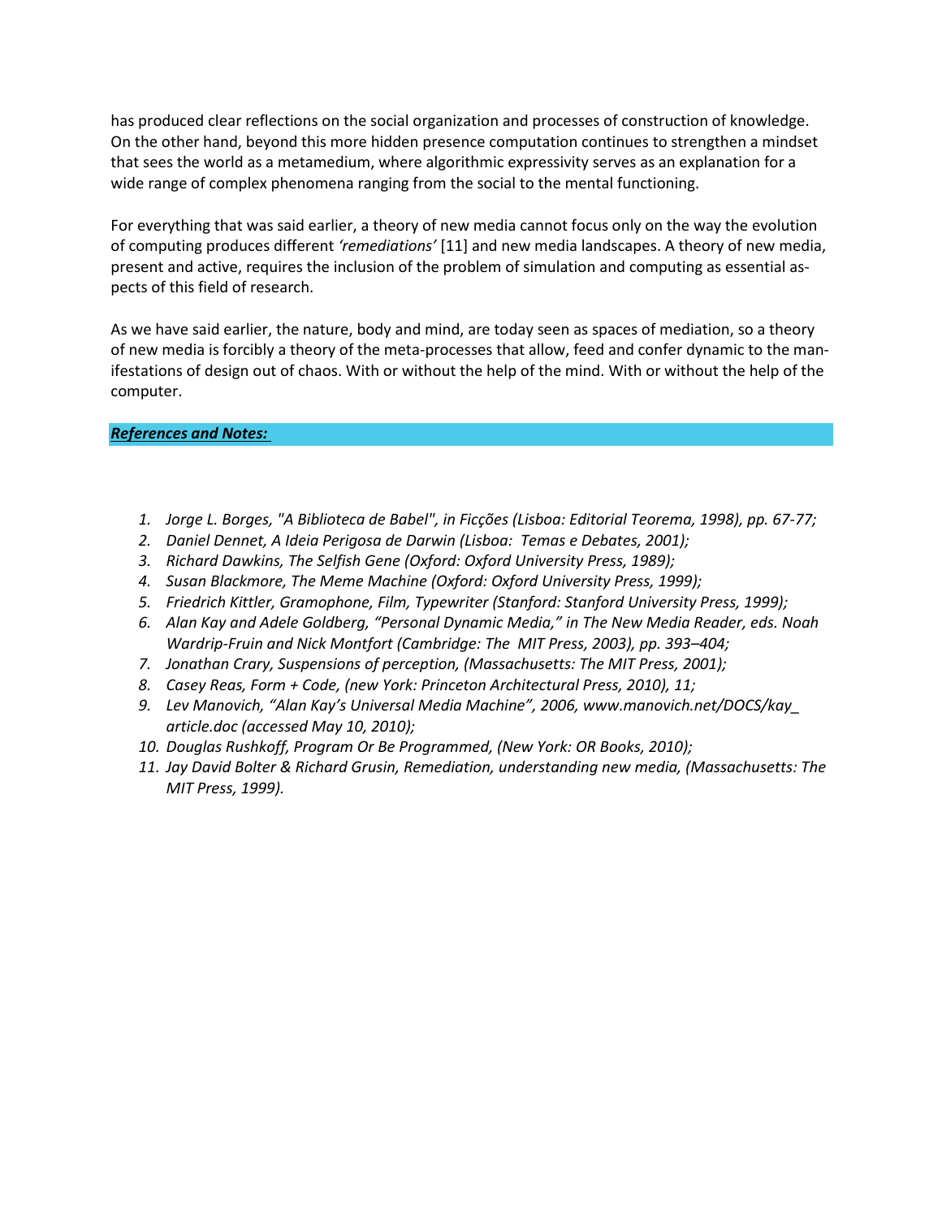has produced clear reflections on the social organization and processes of construction of knowledge. On the other hand, beyond this more hidden presence computation continues to strengthen a mindset that sees the world as a metamedium, where algorithmic expressivity serves as an explanation for a wide range of complex phenomena ranging from the social to the mental functioning.

For everything that was said earlier, a theory of new media cannot focus only on the way the evolution of computing produces different *'remediations'* [11] and new media landscapes. A theory of new media, present and active, requires the inclusion of the problem of simulation and computing as essential aspects of this field of research.

As we have said earlier, the nature, body and mind, are today seen as spaces of mediation, so a theory of new media is forcibly a theory of the meta-processes that allow, feed and confer dynamic to the manifestations of design out of chaos. With or without the help of the mind. With or without the help of the computer.

***References and Notes:***

1. *Jorge L. Borges, "A Biblioteca de Babel", in Ficções (Lisboa: Editorial Teorema, 1998), pp. 67-77;*
2. *Daniel Dennet, A Ideia Perigosa de Darwin (Lisboa: Temas e Debates, 2001);*
3. *Richard Dawkins, The Selfish Gene (Oxford: Oxford University Press, 1989);*
4. *Susan Blackmore, The Meme Machine (Oxford: Oxford University Press, 1999);*
5. *Friedrich Kittler, Gramophone, Film, Typewriter (Stanford: Stanford University Press, 1999);*
6. *Alan Kay and Adele Goldberg, "Personal Dynamic Media," in The New Media Reader, eds. Noah Wardrip-Fruin and Nick Montfort (Cambridge: The MIT Press, 2003), pp. 393–404;*
7. *Jonathan Crary, Suspensions of perception, (Massachusetts: The MIT Press, 2001);*
8. *Casey Reas, Form + Code, (new York: Princeton Architectural Press, 2010), 11;*
9. *Lev Manovich, "Alan Kay's Universal Media Machine", 2006, www.manovich.net/DOCS/kay_article.doc (accessed May 10, 2010);*
10. *Douglas Rushkoff, Program Or Be Programmed, (New York: OR Books, 2010);*
11. *Jay David Bolter & Richard Grusin, Remediation, understanding new media, (Massachusetts: The MIT Press, 1999).*